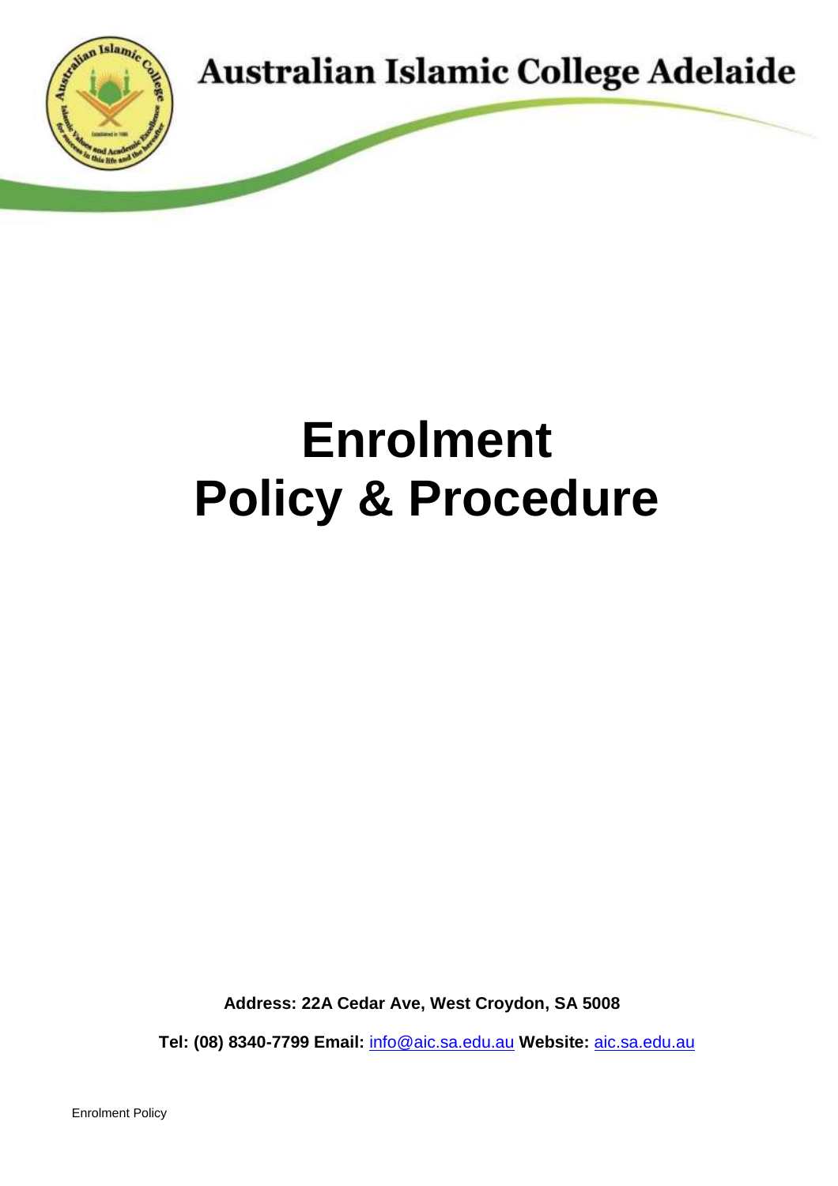Australian Islamic College Adelaide

# Enrolment Policy & Procedure

**Address: 22A Cedar Ave, West Croydon, SA 5008**

**Tel: (08) 8340-7799 Email:** info@aic.sa.edu.au **Website:** aic.sa.edu.au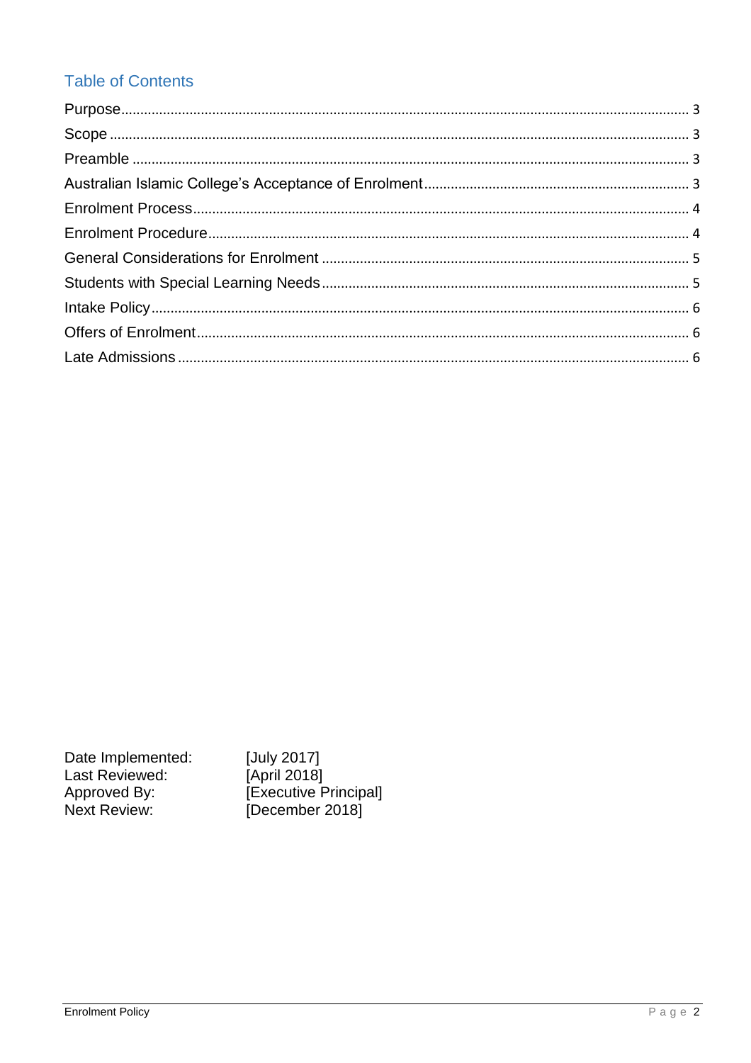## Table of Contents

Purpose ........................................................................................................................................ 3
Scope ........................................................................................................................................... 3
Preamble ...................................................................................................................................... 3
Australian Islamic College's Acceptance of Enrolment ............................................................... 3
Enrolment Process ....................................................................................................................... 4
Enrolment Procedure .................................................................................................................... 4
General Considerations for Enrolment ........................................................................................ 5
Students with Special Learning Needs ......................................................................................... 5
Intake Policy ................................................................................................................................. 6
Offers of Enrolment ...................................................................................................................... 6
Late Admissions ........................................................................................................................... 6

Date Implemented: [July 2017]
Last Reviewed: [April 2018]
Approved By: [Executive Principal]
Next Review: [December 2018]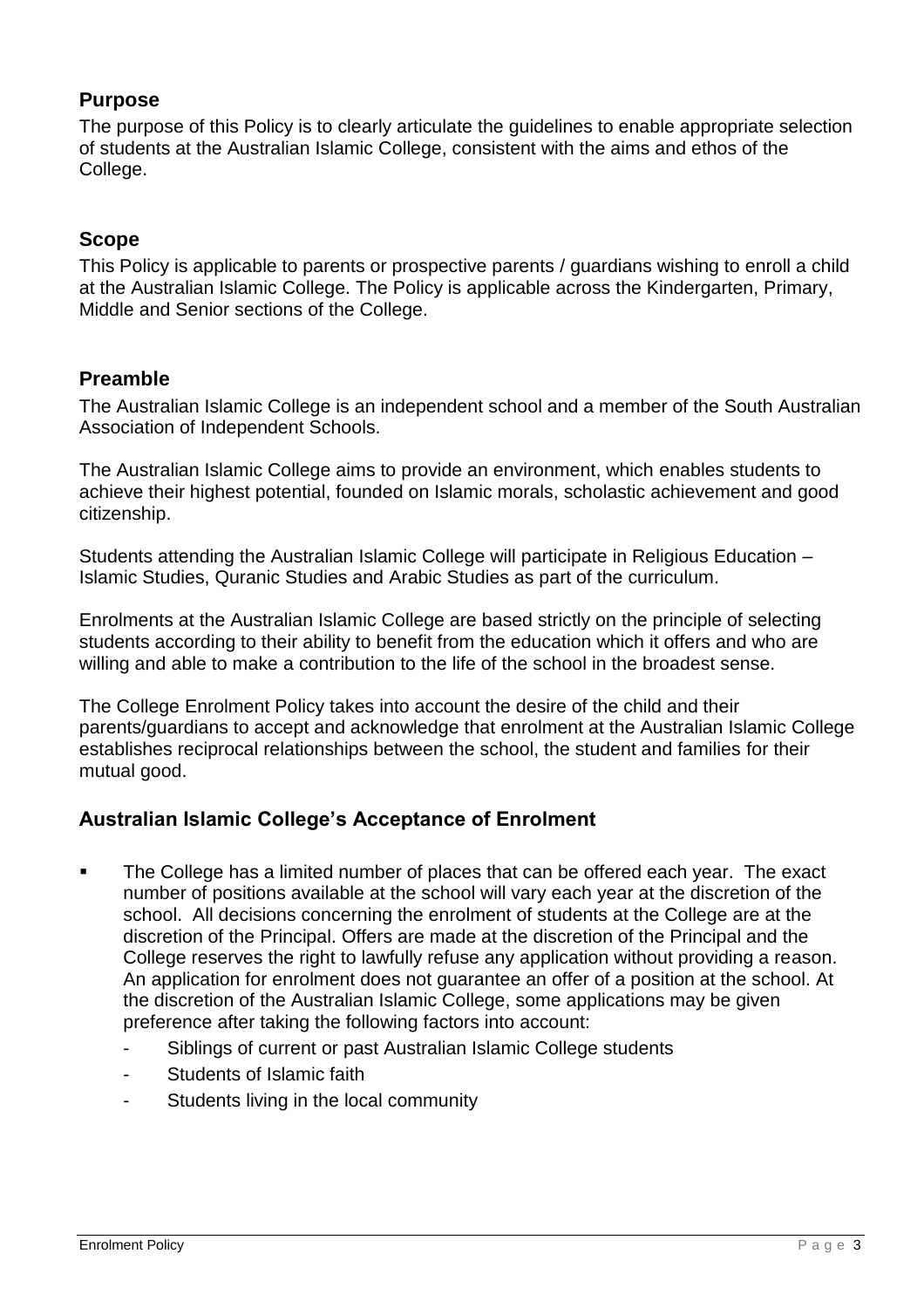## Purpose

The purpose of this Policy is to clearly articulate the guidelines to enable appropriate selection of students at the Australian Islamic College, consistent with the aims and ethos of the College.

## Scope

This Policy is applicable to parents or prospective parents / guardians wishing to enroll a child at the Australian Islamic College. The Policy is applicable across the Kindergarten, Primary, Middle and Senior sections of the College.

## Preamble

The Australian Islamic College is an independent school and a member of the South Australian Association of Independent Schools.

The Australian Islamic College aims to provide an environment, which enables students to achieve their highest potential, founded on Islamic morals, scholastic achievement and good citizenship.

Students attending the Australian Islamic College will participate in Religious Education – Islamic Studies, Quranic Studies and Arabic Studies as part of the curriculum.

Enrolments at the Australian Islamic College are based strictly on the principle of selecting students according to their ability to benefit from the education which it offers and who are willing and able to make a contribution to the life of the school in the broadest sense.

The College Enrolment Policy takes into account the desire of the child and their parents/guardians to accept and acknowledge that enrolment at the Australian Islamic College establishes reciprocal relationships between the school, the student and families for their mutual good.

## Australian Islamic College's Acceptance of Enrolment

- The College has a limited number of places that can be offered each year. The exact number of positions available at the school will vary each year at the discretion of the school. All decisions concerning the enrolment of students at the College are at the discretion of the Principal. Offers are made at the discretion of the Principal and the College reserves the right to lawfully refuse any application without providing a reason. An application for enrolment does not guarantee an offer of a position at the school. At the discretion of the Australian Islamic College, some applications may be given preference after taking the following factors into account:
  - Siblings of current or past Australian Islamic College students
  - Students of Islamic faith
  - Students living in the local community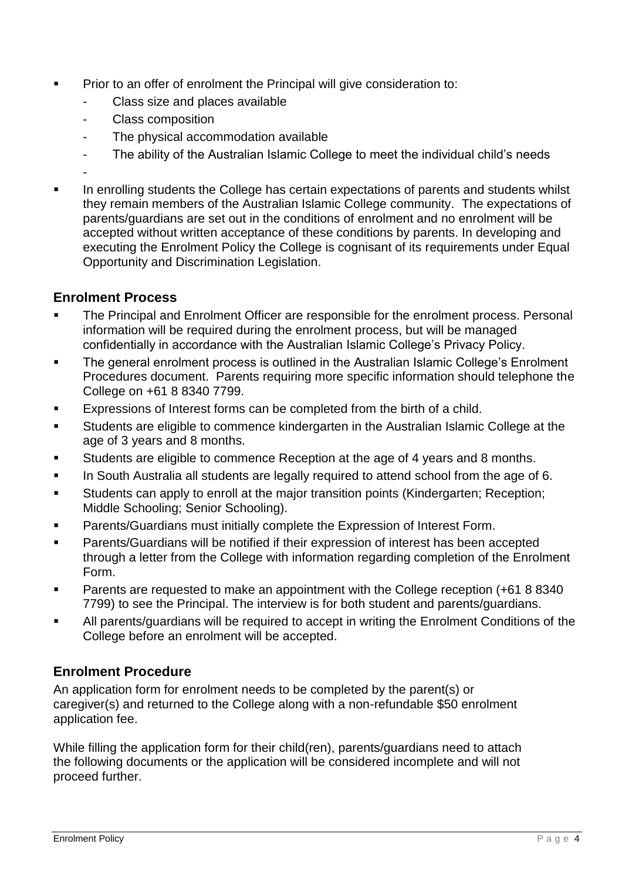- Prior to an offer of enrolment the Principal will give consideration to:
  - Class size and places available
  - Class composition
  - The physical accommodation available
  - The ability of the Australian Islamic College to meet the individual child's needs
  -
- In enrolling students the College has certain expectations of parents and students whilst they remain members of the Australian Islamic College community. The expectations of parents/guardians are set out in the conditions of enrolment and no enrolment will be accepted without written acceptance of these conditions by parents. In developing and executing the Enrolment Policy the College is cognisant of its requirements under Equal Opportunity and Discrimination Legislation.

## Enrolment Process

- The Principal and Enrolment Officer are responsible for the enrolment process. Personal information will be required during the enrolment process, but will be managed confidentially in accordance with the Australian Islamic College's Privacy Policy.
- The general enrolment process is outlined in the Australian Islamic College's Enrolment Procedures document. Parents requiring more specific information should telephone the College on +61 8 8340 7799.
- Expressions of Interest forms can be completed from the birth of a child.
- Students are eligible to commence kindergarten in the Australian Islamic College at the age of 3 years and 8 months.
- Students are eligible to commence Reception at the age of 4 years and 8 months.
- In South Australia all students are legally required to attend school from the age of 6.
- Students can apply to enroll at the major transition points (Kindergarten; Reception; Middle Schooling; Senior Schooling).
- Parents/Guardians must initially complete the Expression of Interest Form.
- Parents/Guardians will be notified if their expression of interest has been accepted through a letter from the College with information regarding completion of the Enrolment Form.
- Parents are requested to make an appointment with the College reception (+61 8 8340 7799) to see the Principal. The interview is for both student and parents/guardians.
- All parents/guardians will be required to accept in writing the Enrolment Conditions of the College before an enrolment will be accepted.

## Enrolment Procedure

An application form for enrolment needs to be completed by the parent(s) or caregiver(s) and returned to the College along with a non-refundable $50 enrolment application fee.

While filling the application form for their child(ren), parents/guardians need to attach the following documents or the application will be considered incomplete and will not proceed further.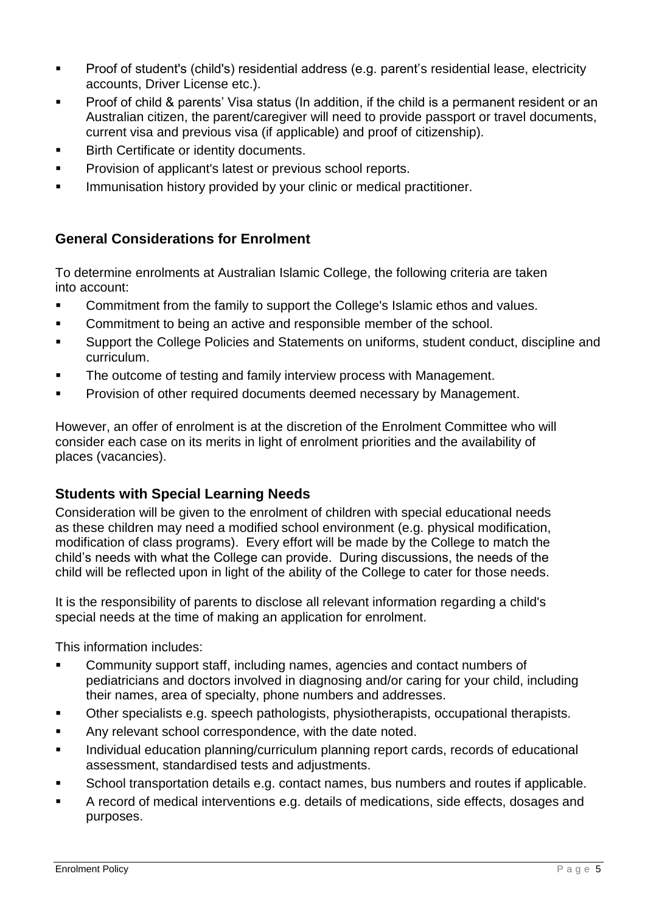- Proof of student's (child's) residential address (e.g. parent's residential lease, electricity accounts, Driver License etc.).
- Proof of child & parents' Visa status (In addition, if the child is a permanent resident or an Australian citizen, the parent/caregiver will need to provide passport or travel documents, current visa and previous visa (if applicable) and proof of citizenship).
- Birth Certificate or identity documents.
- Provision of applicant's latest or previous school reports.
- Immunisation history provided by your clinic or medical practitioner.

## General Considerations for Enrolment

To determine enrolments at Australian Islamic College, the following criteria are taken into account:

- Commitment from the family to support the College's Islamic ethos and values.
- Commitment to being an active and responsible member of the school.
- Support the College Policies and Statements on uniforms, student conduct, discipline and curriculum.
- The outcome of testing and family interview process with Management.
- Provision of other required documents deemed necessary by Management.

However, an offer of enrolment is at the discretion of the Enrolment Committee who will consider each case on its merits in light of enrolment priorities and the availability of places (vacancies).

## Students with Special Learning Needs

Consideration will be given to the enrolment of children with special educational needs as these children may need a modified school environment (e.g. physical modification, modification of class programs). Every effort will be made by the College to match the child's needs with what the College can provide. During discussions, the needs of the child will be reflected upon in light of the ability of the College to cater for those needs.

It is the responsibility of parents to disclose all relevant information regarding a child's special needs at the time of making an application for enrolment.

This information includes:

- Community support staff, including names, agencies and contact numbers of pediatricians and doctors involved in diagnosing and/or caring for your child, including their names, area of specialty, phone numbers and addresses.
- Other specialists e.g. speech pathologists, physiotherapists, occupational therapists.
- Any relevant school correspondence, with the date noted.
- Individual education planning/curriculum planning report cards, records of educational assessment, standardised tests and adjustments.
- School transportation details e.g. contact names, bus numbers and routes if applicable.
- A record of medical interventions e.g. details of medications, side effects, dosages and purposes.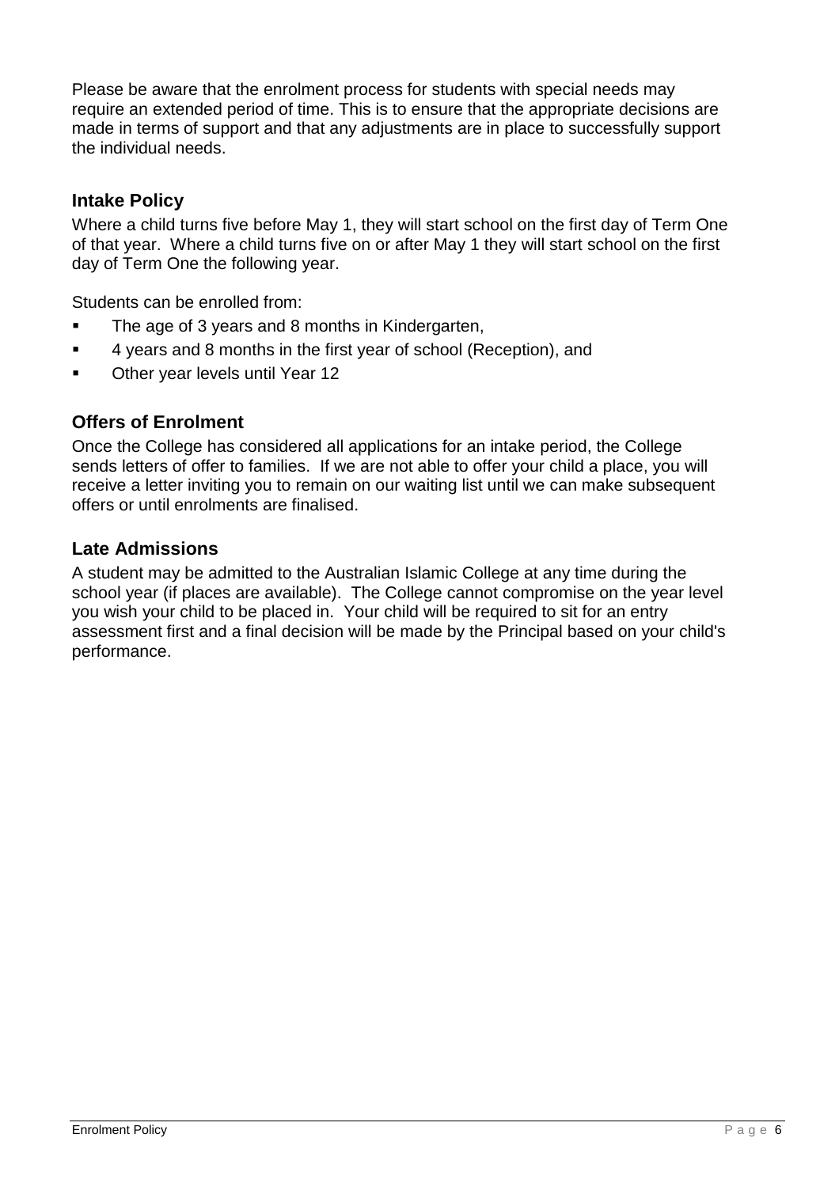Please be aware that the enrolment process for students with special needs may require an extended period of time. This is to ensure that the appropriate decisions are made in terms of support and that any adjustments are in place to successfully support the individual needs.

## Intake Policy

Where a child turns five before May 1, they will start school on the first day of Term One of that year. Where a child turns five on or after May 1 they will start school on the first day of Term One the following year.

Students can be enrolled from:

- The age of 3 years and 8 months in Kindergarten,
- 4 years and 8 months in the first year of school (Reception), and
- Other year levels until Year 12

## Offers of Enrolment

Once the College has considered all applications for an intake period, the College sends letters of offer to families. If we are not able to offer your child a place, you will receive a letter inviting you to remain on our waiting list until we can make subsequent offers or until enrolments are finalised.

## Late Admissions

A student may be admitted to the Australian Islamic College at any time during the school year (if places are available). The College cannot compromise on the year level you wish your child to be placed in. Your child will be required to sit for an entry assessment first and a final decision will be made by the Principal based on your child's performance.